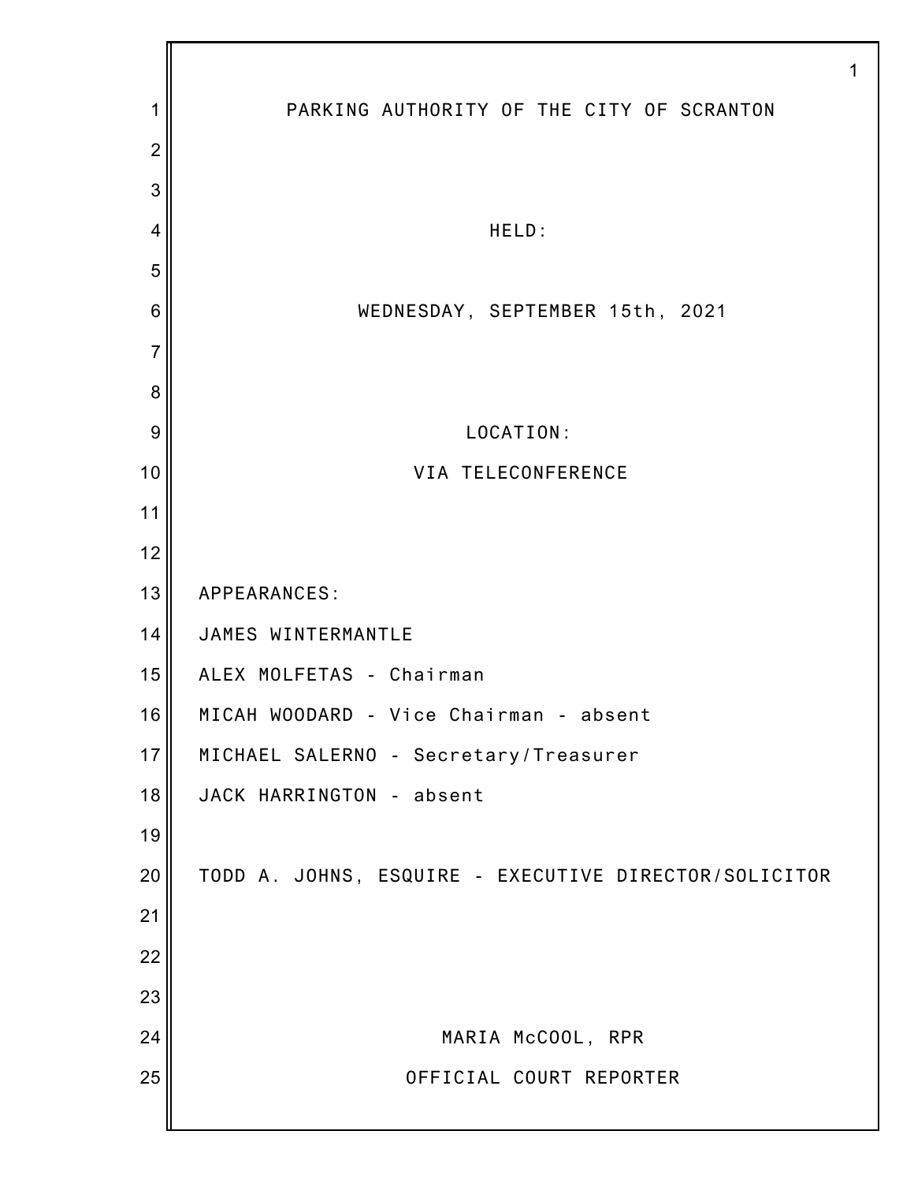PARKING AUTHORITY OF THE CITY OF SCRANTON

HELD:

WEDNESDAY, SEPTEMBER 15th, 2021

LOCATION:

VIA TELECONFERENCE

APPEARANCES:

JAMES WINTERMANTLE

ALEX MOLFETAS - Chairman

MICAH WOODARD - Vice Chairman - absent

MICHAEL SALERNO - Secretary/Treasurer

JACK HARRINGTON - absent

TODD A. JOHNS, ESQUIRE - EXECUTIVE DIRECTOR/SOLICITOR

MARIA McCOOL, RPR

OFFICIAL COURT REPORTER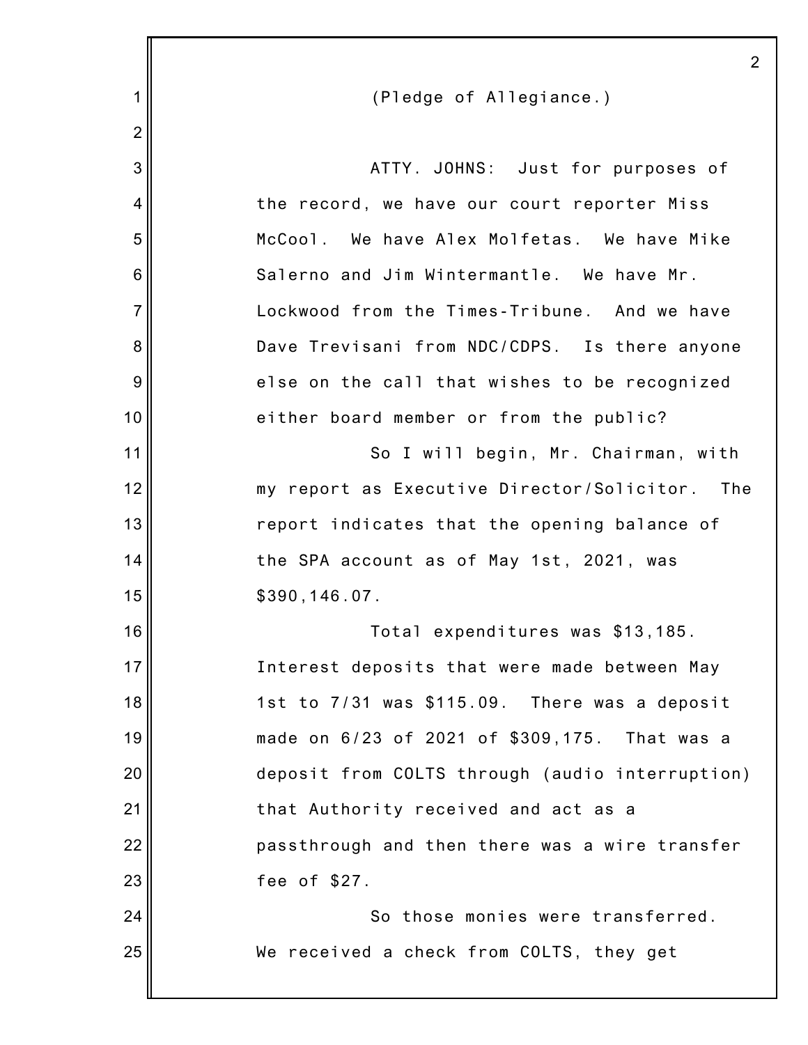(Pledge of Allegiance.)

ATTY. JOHNS: Just for purposes of the record, we have our court reporter Miss McCool. We have Alex Molfetas. We have Mike Salerno and Jim Wintermantle. We have Mr. Lockwood from the Times-Tribune. And we have Dave Trevisani from NDC/CDPS. Is there anyone else on the call that wishes to be recognized either board member or from the public?

So I will begin, Mr. Chairman, with my report as Executive Director/Solicitor. The report indicates that the opening balance of the SPA account as of May 1st, 2021, was $390,146.07.

Total expenditures was $13,185. Interest deposits that were made between May 1st to 7/31 was $115.09. There was a deposit made on 6/23 of 2021 of $309,175. That was a deposit from COLTS through (audio interruption) that Authority received and act as a passthrough and then there was a wire transfer fee of $27.

So those monies were transferred. We received a check from COLTS, they get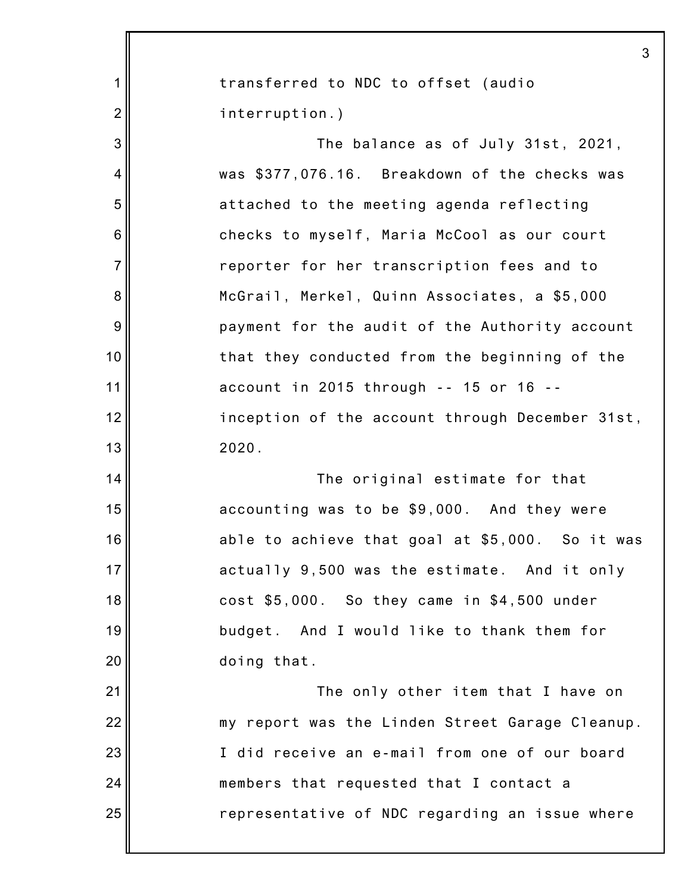transferred to NDC to offset (audio interruption.)

The balance as of July 31st, 2021, was $377,076.16. Breakdown of the checks was attached to the meeting agenda reflecting checks to myself, Maria McCool as our court reporter for her transcription fees and to McGrail, Merkel, Quinn Associates, a $5,000 payment for the audit of the Authority account that they conducted from the beginning of the account in 2015 through -- 15 or 16 -- inception of the account through December 31st, 2020.

The original estimate for that accounting was to be $9,000. And they were able to achieve that goal at $5,000. So it was actually 9,500 was the estimate. And it only cost $5,000. So they came in $4,500 under budget. And I would like to thank them for doing that.

The only other item that I have on my report was the Linden Street Garage Cleanup. I did receive an e-mail from one of our board members that requested that I contact a representative of NDC regarding an issue where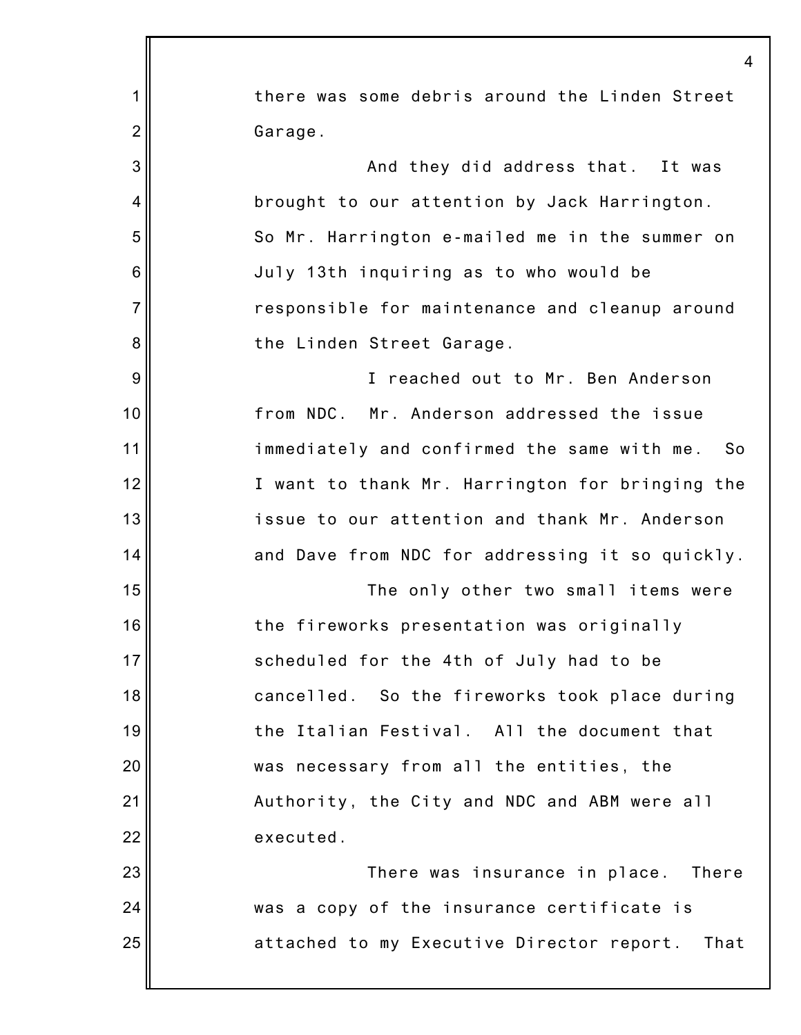there was some debris around the Linden Street Garage.

And they did address that. It was brought to our attention by Jack Harrington. So Mr. Harrington e-mailed me in the summer on July 13th inquiring as to who would be responsible for maintenance and cleanup around the Linden Street Garage.

I reached out to Mr. Ben Anderson from NDC. Mr. Anderson addressed the issue immediately and confirmed the same with me. So I want to thank Mr. Harrington for bringing the issue to our attention and thank Mr. Anderson and Dave from NDC for addressing it so quickly.

The only other two small items were the fireworks presentation was originally scheduled for the 4th of July had to be cancelled. So the fireworks took place during the Italian Festival. All the document that was necessary from all the entities, the Authority, the City and NDC and ABM were all executed.

There was insurance in place. There was a copy of the insurance certificate is attached to my Executive Director report. That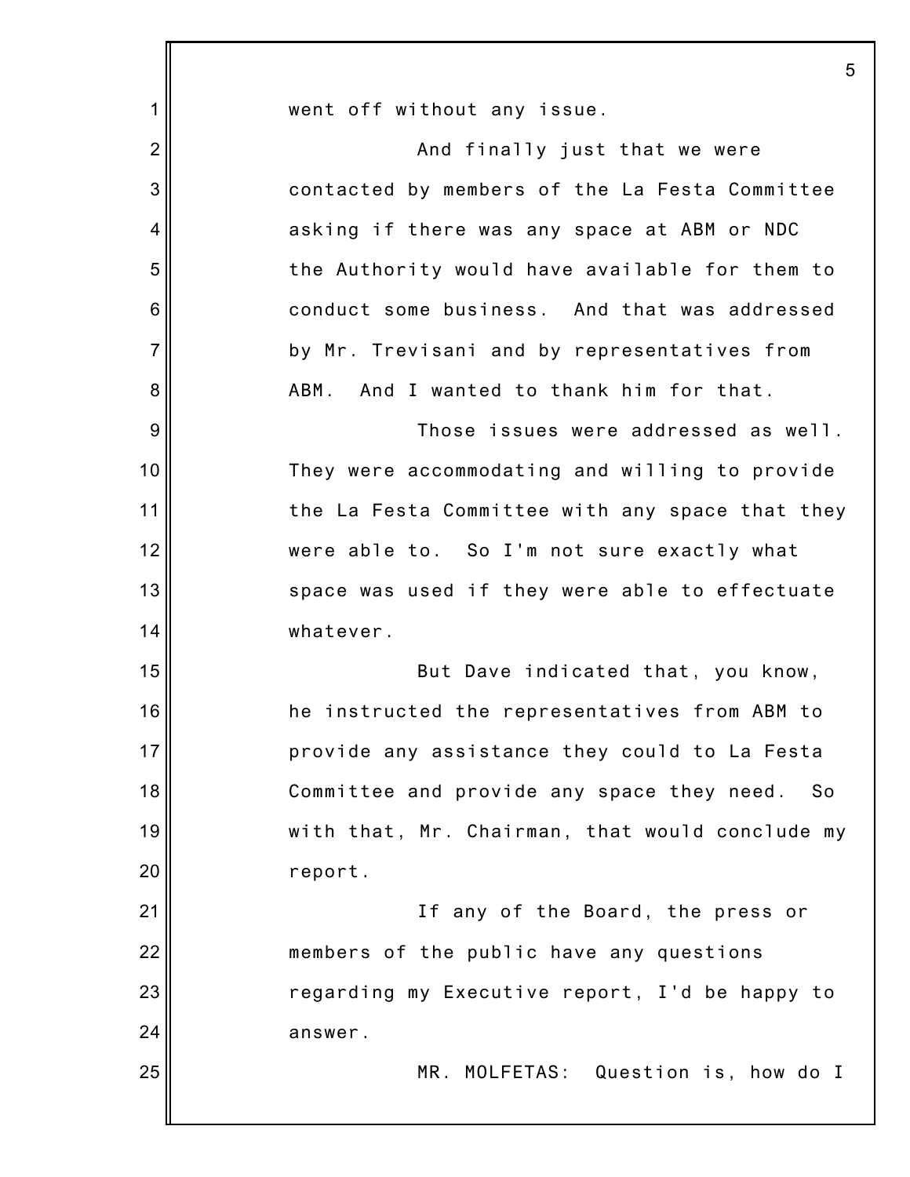went off without any issue.

And finally just that we were contacted by members of the La Festa Committee asking if there was any space at ABM or NDC the Authority would have available for them to conduct some business. And that was addressed by Mr. Trevisani and by representatives from ABM. And I wanted to thank him for that.

Those issues were addressed as well. They were accommodating and willing to provide the La Festa Committee with any space that they were able to. So I'm not sure exactly what space was used if they were able to effectuate whatever.

But Dave indicated that, you know, he instructed the representatives from ABM to provide any assistance they could to La Festa Committee and provide any space they need. So with that, Mr. Chairman, that would conclude my report.

If any of the Board, the press or members of the public have any questions regarding my Executive report, I'd be happy to answer.

MR. MOLFETAS: Question is, how do I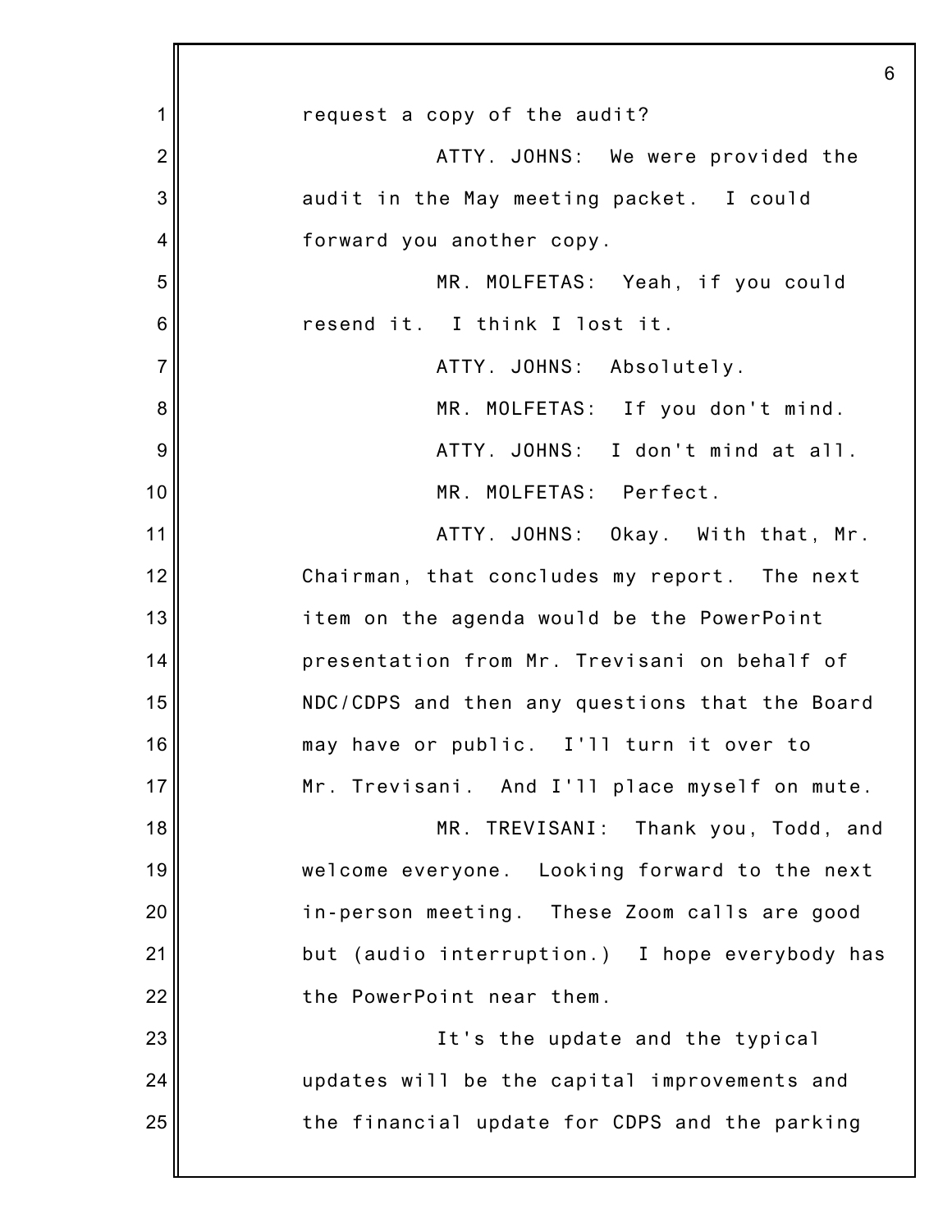request a copy of the audit?

ATTY. JOHNS: We were provided the audit in the May meeting packet. I could forward you another copy.

MR. MOLFETAS: Yeah, if you could resend it. I think I lost it.

ATTY. JOHNS: Absolutely.

MR. MOLFETAS: If you don't mind.

ATTY. JOHNS: I don't mind at all.

MR. MOLFETAS: Perfect.

ATTY. JOHNS: Okay. With that, Mr. Chairman, that concludes my report. The next item on the agenda would be the PowerPoint presentation from Mr. Trevisani on behalf of NDC/CDPS and then any questions that the Board may have or public. I'll turn it over to Mr. Trevisani. And I'll place myself on mute.

MR. TREVISANI: Thank you, Todd, and welcome everyone. Looking forward to the next in-person meeting. These Zoom calls are good but (audio interruption.) I hope everybody has the PowerPoint near them.

It's the update and the typical updates will be the capital improvements and the financial update for CDPS and the parking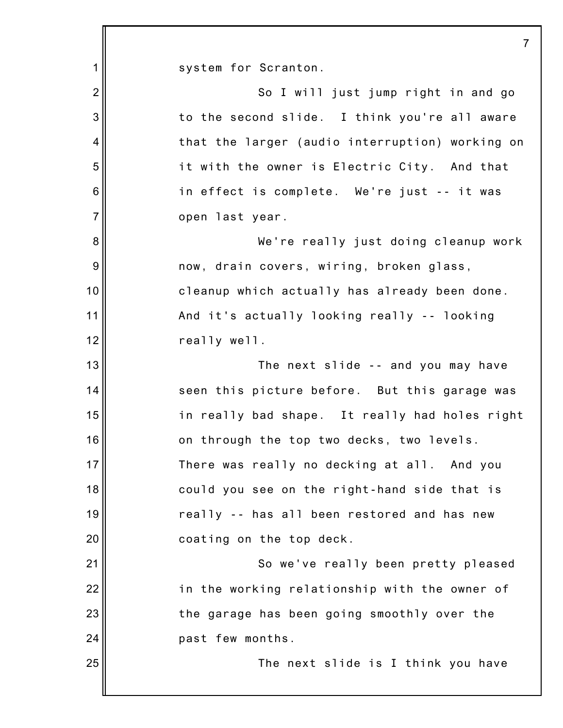system for Scranton.

So I will just jump right in and go to the second slide. I think you're all aware that the larger (audio interruption) working on it with the owner is Electric City. And that in effect is complete. We're just -- it was open last year.

We're really just doing cleanup work now, drain covers, wiring, broken glass, cleanup which actually has already been done. And it's actually looking really -- looking really well.

The next slide -- and you may have seen this picture before. But this garage was in really bad shape. It really had holes right on through the top two decks, two levels. There was really no decking at all. And you could you see on the right-hand side that is really -- has all been restored and has new coating on the top deck.

So we've really been pretty pleased in the working relationship with the owner of the garage has been going smoothly over the past few months.

The next slide is I think you have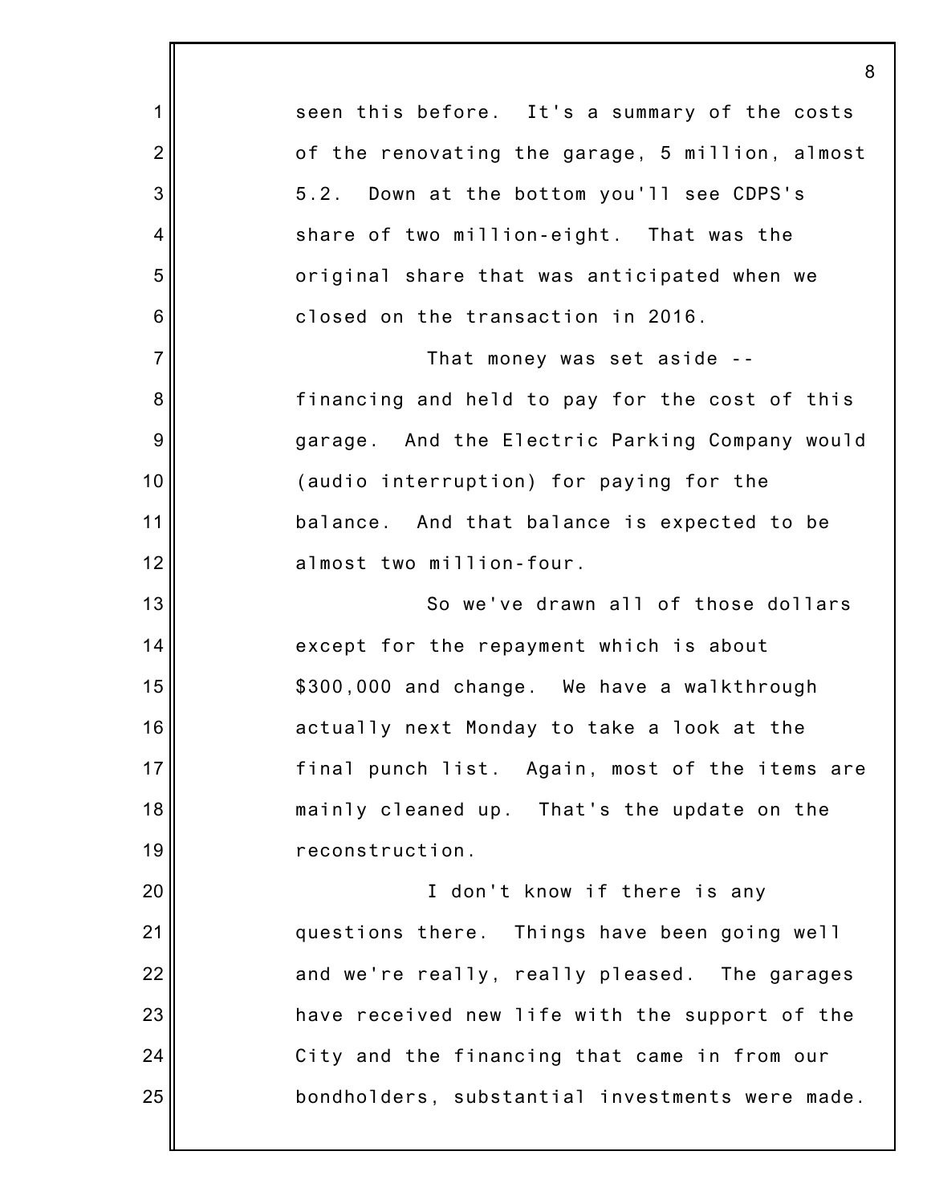seen this before. It's a summary of the costs of the renovating the garage, 5 million, almost 5.2. Down at the bottom you'll see CDPS's share of two million-eight. That was the original share that was anticipated when we closed on the transaction in 2016.

That money was set aside -- financing and held to pay for the cost of this garage. And the Electric Parking Company would (audio interruption) for paying for the balance. And that balance is expected to be almost two million-four.

So we've drawn all of those dollars except for the repayment which is about $300,000 and change. We have a walkthrough actually next Monday to take a look at the final punch list. Again, most of the items are mainly cleaned up. That's the update on the reconstruction.

I don't know if there is any questions there. Things have been going well and we're really, really pleased. The garages have received new life with the support of the City and the financing that came in from our bondholders, substantial investments were made.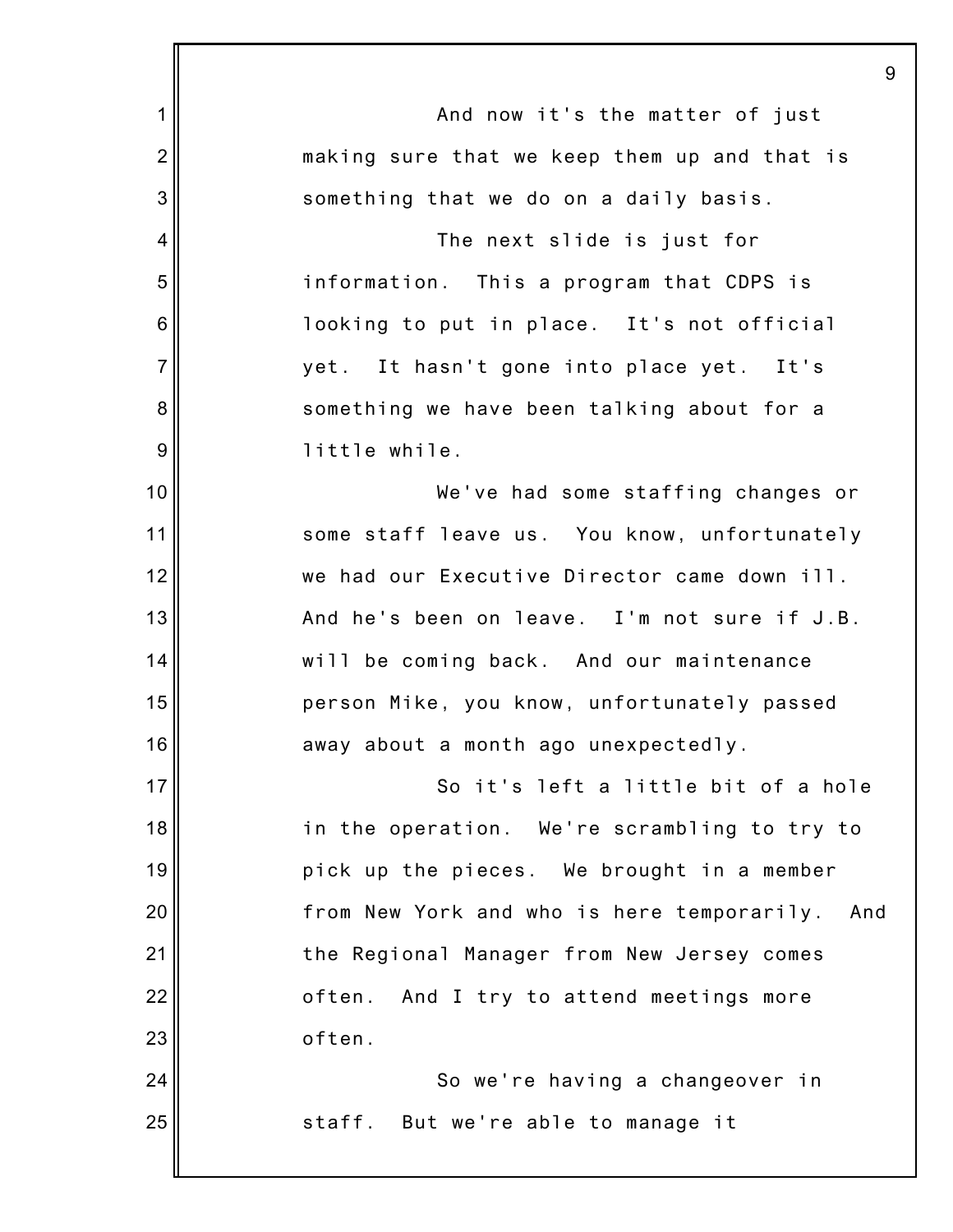And now it's the matter of just making sure that we keep them up and that is something that we do on a daily basis.

The next slide is just for information. This a program that CDPS is looking to put in place. It's not official yet. It hasn't gone into place yet. It's something we have been talking about for a little while.

We've had some staffing changes or some staff leave us. You know, unfortunately we had our Executive Director came down ill. And he's been on leave. I'm not sure if J.B. will be coming back. And our maintenance person Mike, you know, unfortunately passed away about a month ago unexpectedly.

So it's left a little bit of a hole in the operation. We're scrambling to try to pick up the pieces. We brought in a member from New York and who is here temporarily. And the Regional Manager from New Jersey comes often. And I try to attend meetings more often.

So we're having a changeover in staff. But we're able to manage it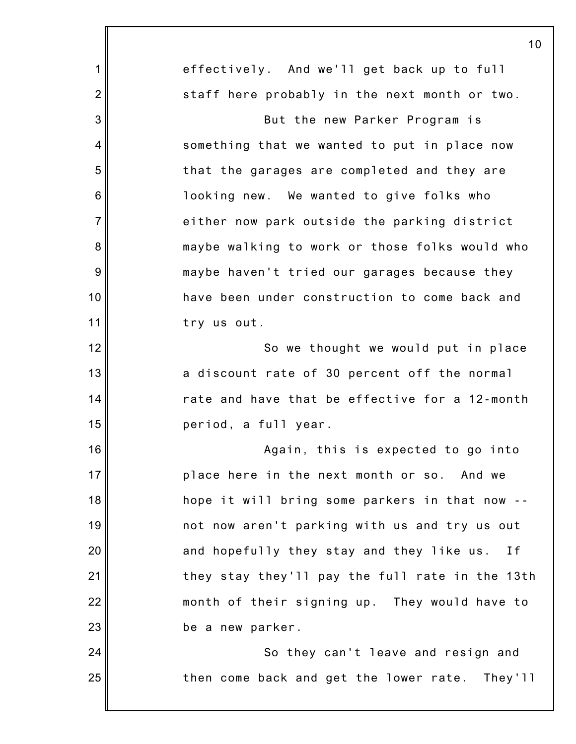effectively. And we'll get back up to full staff here probably in the next month or two.

But the new Parker Program is something that we wanted to put in place now that the garages are completed and they are looking new. We wanted to give folks who either now park outside the parking district maybe walking to work or those folks would who maybe haven't tried our garages because they have been under construction to come back and try us out.

So we thought we would put in place a discount rate of 30 percent off the normal rate and have that be effective for a 12-month period, a full year.

Again, this is expected to go into place here in the next month or so. And we hope it will bring some parkers in that now -- not now aren't parking with us and try us out and hopefully they stay and they like us. If they stay they'll pay the full rate in the 13th month of their signing up. They would have to be a new parker.

So they can't leave and resign and then come back and get the lower rate. They'll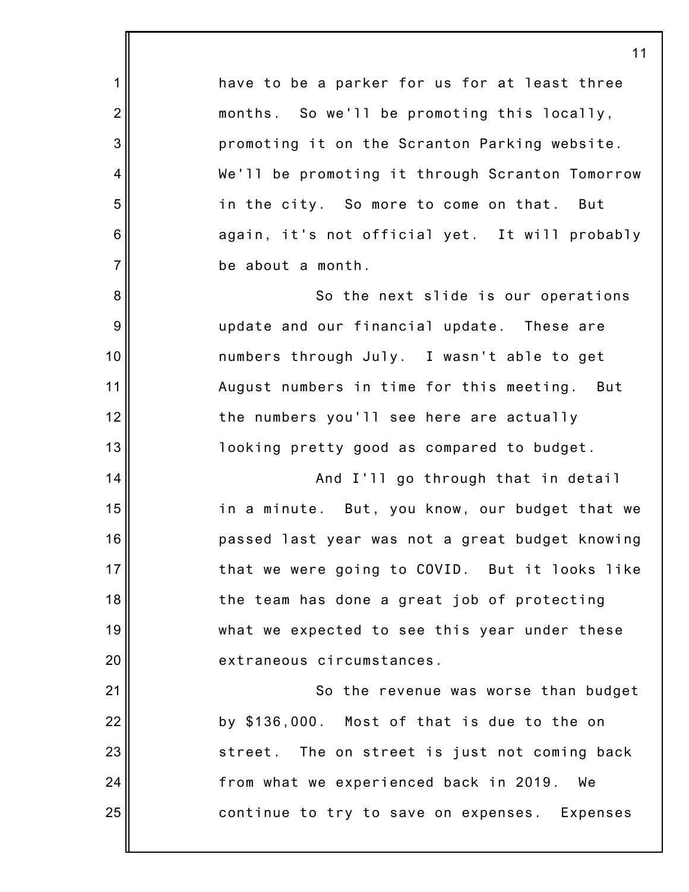have to be a parker for us for at least three months. So we'll be promoting this locally, promoting it on the Scranton Parking website. We'll be promoting it through Scranton Tomorrow in the city. So more to come on that. But again, it's not official yet. It will probably be about a month.

So the next slide is our operations update and our financial update. These are numbers through July. I wasn't able to get August numbers in time for this meeting. But the numbers you'll see here are actually looking pretty good as compared to budget.

And I'll go through that in detail in a minute. But, you know, our budget that we passed last year was not a great budget knowing that we were going to COVID. But it looks like the team has done a great job of protecting what we expected to see this year under these extraneous circumstances.

So the revenue was worse than budget by $136,000. Most of that is due to the on street. The on street is just not coming back from what we experienced back in 2019. We continue to try to save on expenses. Expenses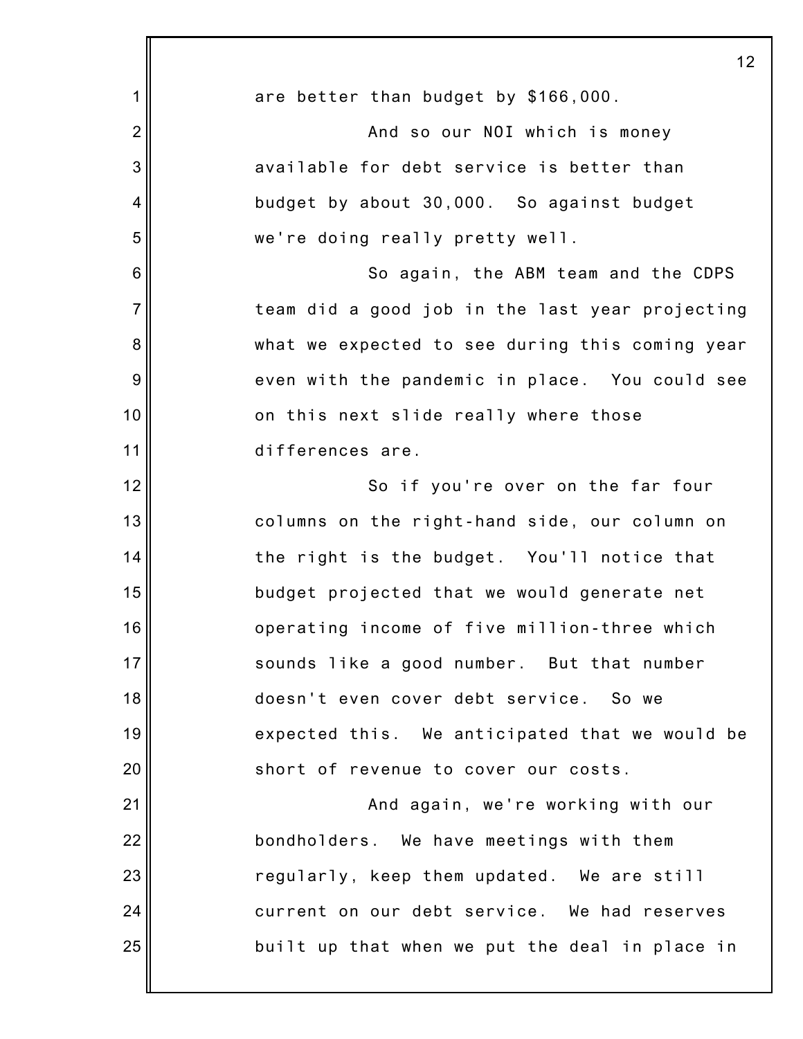are better than budget by $166,000.

And so our NOI which is money available for debt service is better than budget by about 30,000. So against budget we're doing really pretty well.

So again, the ABM team and the CDPS team did a good job in the last year projecting what we expected to see during this coming year even with the pandemic in place. You could see on this next slide really where those differences are.

So if you're over on the far four columns on the right-hand side, our column on the right is the budget. You'll notice that budget projected that we would generate net operating income of five million-three which sounds like a good number. But that number doesn't even cover debt service. So we expected this. We anticipated that we would be short of revenue to cover our costs.

And again, we're working with our bondholders. We have meetings with them regularly, keep them updated. We are still current on our debt service. We had reserves built up that when we put the deal in place in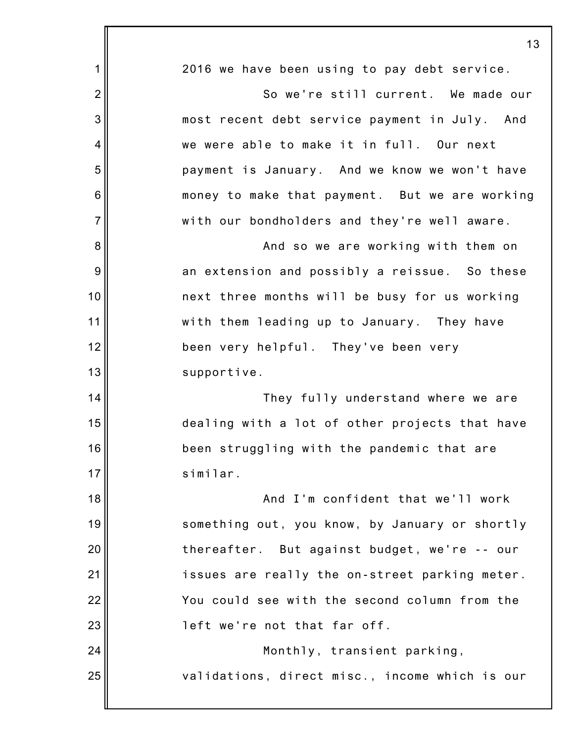2016 we have been using to pay debt service.

So we're still current. We made our most recent debt service payment in July. And we were able to make it in full. Our next payment is January. And we know we won't have money to make that payment. But we are working with our bondholders and they're well aware.

And so we are working with them on an extension and possibly a reissue. So these next three months will be busy for us working with them leading up to January. They have been very helpful. They've been very supportive.

They fully understand where we are dealing with a lot of other projects that have been struggling with the pandemic that are similar.

And I'm confident that we'll work something out, you know, by January or shortly thereafter. But against budget, we're -- our issues are really the on-street parking meter. You could see with the second column from the left we're not that far off.

Monthly, transient parking, validations, direct misc., income which is our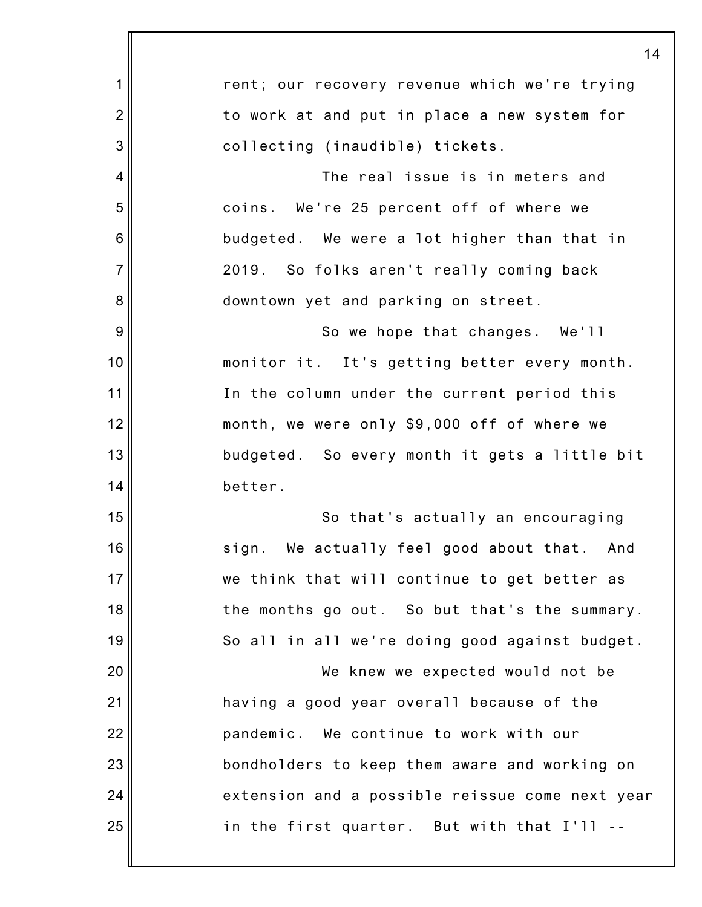rent; our recovery revenue which we're trying to work at and put in place a new system for collecting (inaudible) tickets.

The real issue is in meters and coins. We're 25 percent off of where we budgeted. We were a lot higher than that in 2019. So folks aren't really coming back downtown yet and parking on street.

So we hope that changes. We'll monitor it. It's getting better every month. In the column under the current period this month, we were only $9,000 off of where we budgeted. So every month it gets a little bit better.

So that's actually an encouraging sign. We actually feel good about that. And we think that will continue to get better as the months go out. So but that's the summary. So all in all we're doing good against budget.

We knew we expected would not be having a good year overall because of the pandemic. We continue to work with our bondholders to keep them aware and working on extension and a possible reissue come next year in the first quarter. But with that I'll --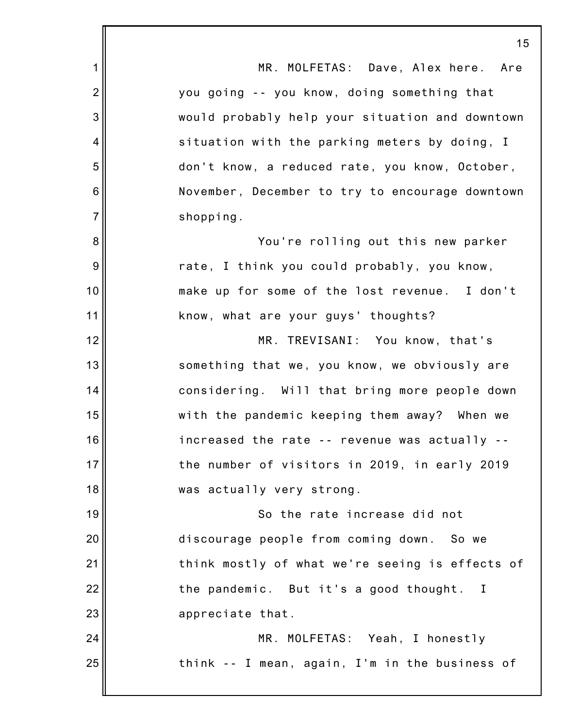MR. MOLFETAS: Dave, Alex here. Are you going -- you know, doing something that would probably help your situation and downtown situation with the parking meters by doing, I don't know, a reduced rate, you know, October, November, December to try to encourage downtown shopping.

You're rolling out this new parker rate, I think you could probably, you know, make up for some of the lost revenue. I don't know, what are your guys' thoughts?

MR. TREVISANI: You know, that's something that we, you know, we obviously are considering. Will that bring more people down with the pandemic keeping them away? When we increased the rate -- revenue was actually -- the number of visitors in 2019, in early 2019 was actually very strong.

So the rate increase did not discourage people from coming down. So we think mostly of what we're seeing is effects of the pandemic. But it's a good thought. I appreciate that.

MR. MOLFETAS: Yeah, I honestly think -- I mean, again, I'm in the business of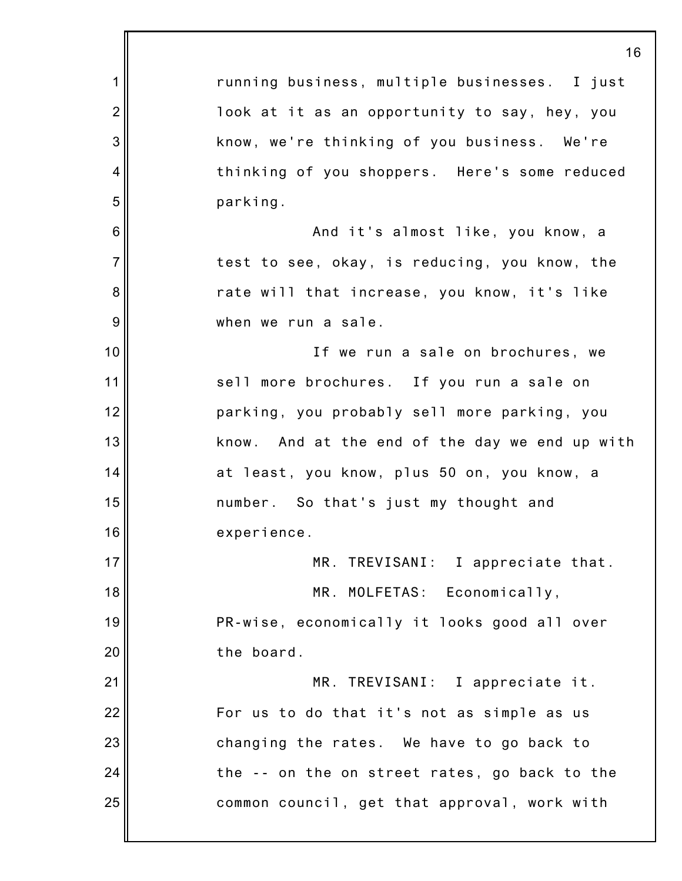running business, multiple businesses. I just look at it as an opportunity to say, hey, you know, we're thinking of you business. We're thinking of you shoppers. Here's some reduced parking.

And it's almost like, you know, a test to see, okay, is reducing, you know, the rate will that increase, you know, it's like when we run a sale.

If we run a sale on brochures, we sell more brochures. If you run a sale on parking, you probably sell more parking, you know. And at the end of the day we end up with at least, you know, plus 50 on, you know, a number. So that's just my thought and experience.

MR. TREVISANI: I appreciate that.

MR. MOLFETAS: Economically, PR-wise, economically it looks good all over the board.

MR. TREVISANI: I appreciate it. For us to do that it's not as simple as us changing the rates. We have to go back to the -- on the on street rates, go back to the common council, get that approval, work with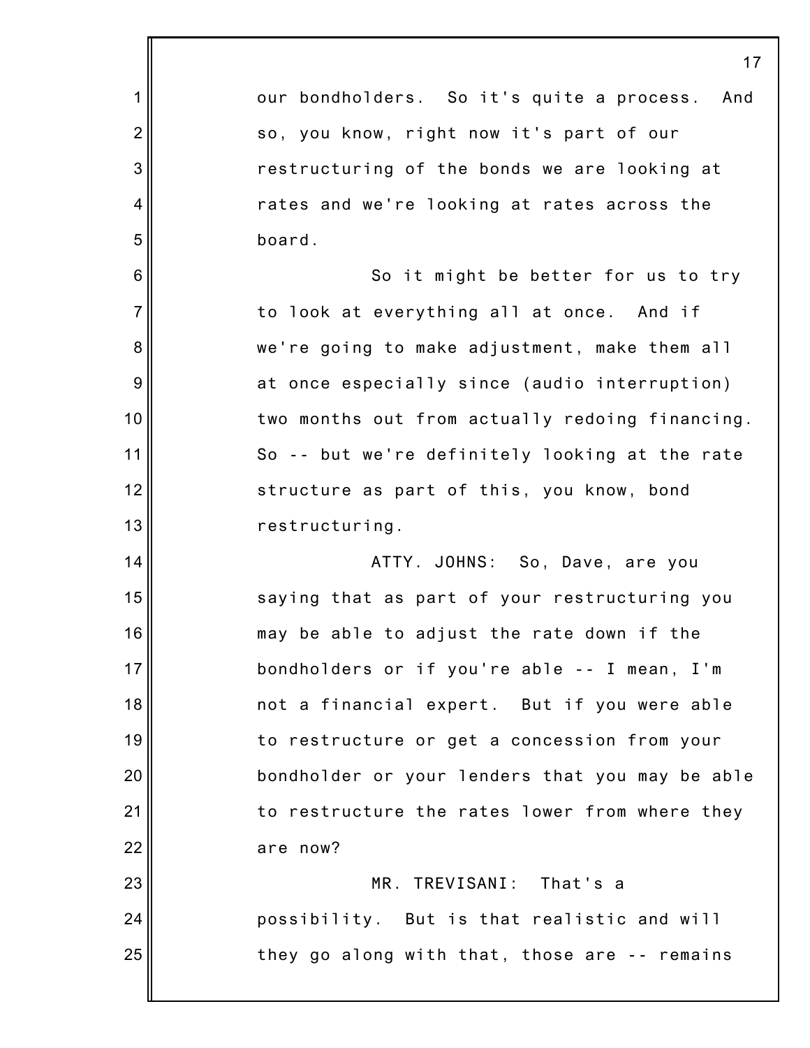our bondholders. So it's quite a process. And so, you know, right now it's part of our restructuring of the bonds we are looking at rates and we're looking at rates across the board.

So it might be better for us to try to look at everything all at once. And if we're going to make adjustment, make them all at once especially since (audio interruption) two months out from actually redoing financing. So -- but we're definitely looking at the rate structure as part of this, you know, bond restructuring.

ATTY. JOHNS: So, Dave, are you saying that as part of your restructuring you may be able to adjust the rate down if the bondholders or if you're able -- I mean, I'm not a financial expert. But if you were able to restructure or get a concession from your bondholder or your lenders that you may be able to restructure the rates lower from where they are now?

MR. TREVISANI: That's a possibility. But is that realistic and will they go along with that, those are -- remains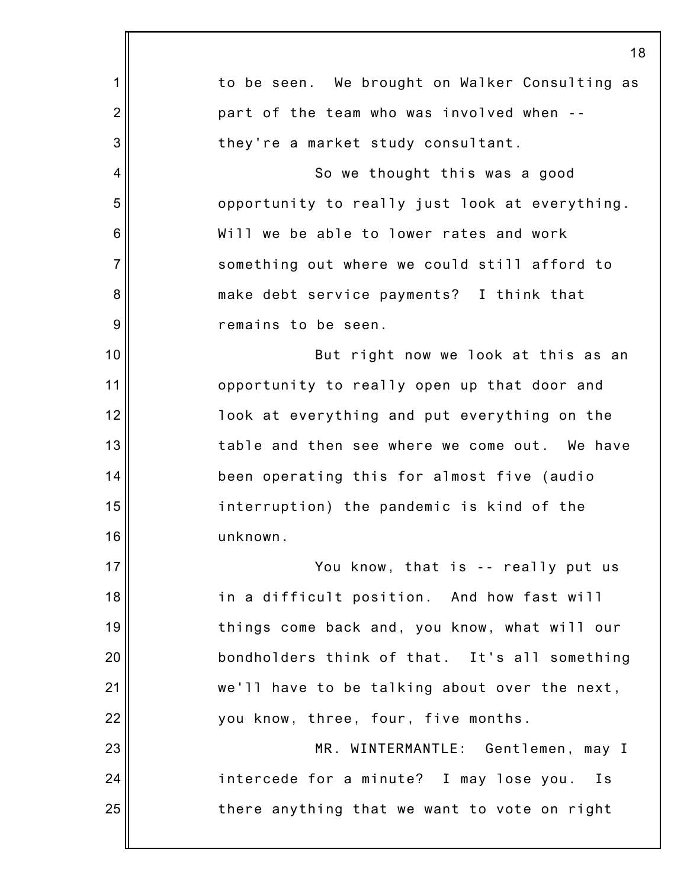to be seen. We brought on Walker Consulting as part of the team who was involved when -- they're a market study consultant.

So we thought this was a good opportunity to really just look at everything. Will we be able to lower rates and work something out where we could still afford to make debt service payments? I think that remains to be seen.

But right now we look at this as an opportunity to really open up that door and look at everything and put everything on the table and then see where we come out. We have been operating this for almost five (audio interruption) the pandemic is kind of the unknown.

You know, that is -- really put us in a difficult position. And how fast will things come back and, you know, what will our bondholders think of that. It's all something we'll have to be talking about over the next, you know, three, four, five months.

MR. WINTERMANTLE: Gentlemen, may I intercede for a minute? I may lose you. Is there anything that we want to vote on right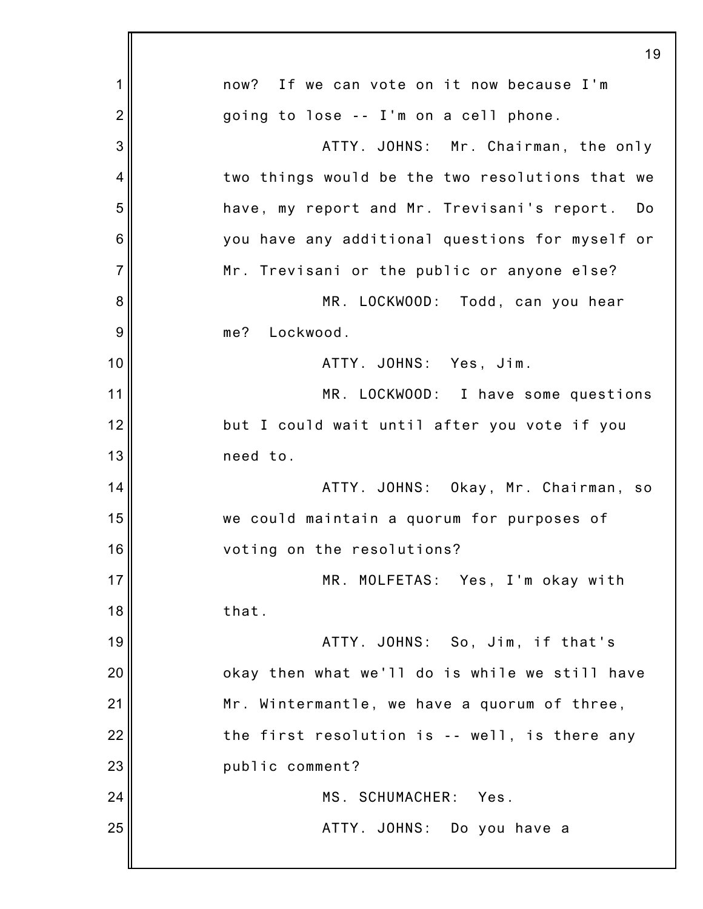now? If we can vote on it now because I'm going to lose -- I'm on a cell phone.

ATTY. JOHNS: Mr. Chairman, the only two things would be the two resolutions that we have, my report and Mr. Trevisani's report. Do you have any additional questions for myself or Mr. Trevisani or the public or anyone else?

MR. LOCKWOOD: Todd, can you hear me? Lockwood.

ATTY. JOHNS: Yes, Jim.

MR. LOCKWOOD: I have some questions but I could wait until after you vote if you need to.

ATTY. JOHNS: Okay, Mr. Chairman, so we could maintain a quorum for purposes of voting on the resolutions?

MR. MOLFETAS: Yes, I'm okay with that.

ATTY. JOHNS: So, Jim, if that's okay then what we'll do is while we still have Mr. Wintermantle, we have a quorum of three, the first resolution is -- well, is there any public comment?

MS. SCHUMACHER: Yes.

ATTY. JOHNS: Do you have a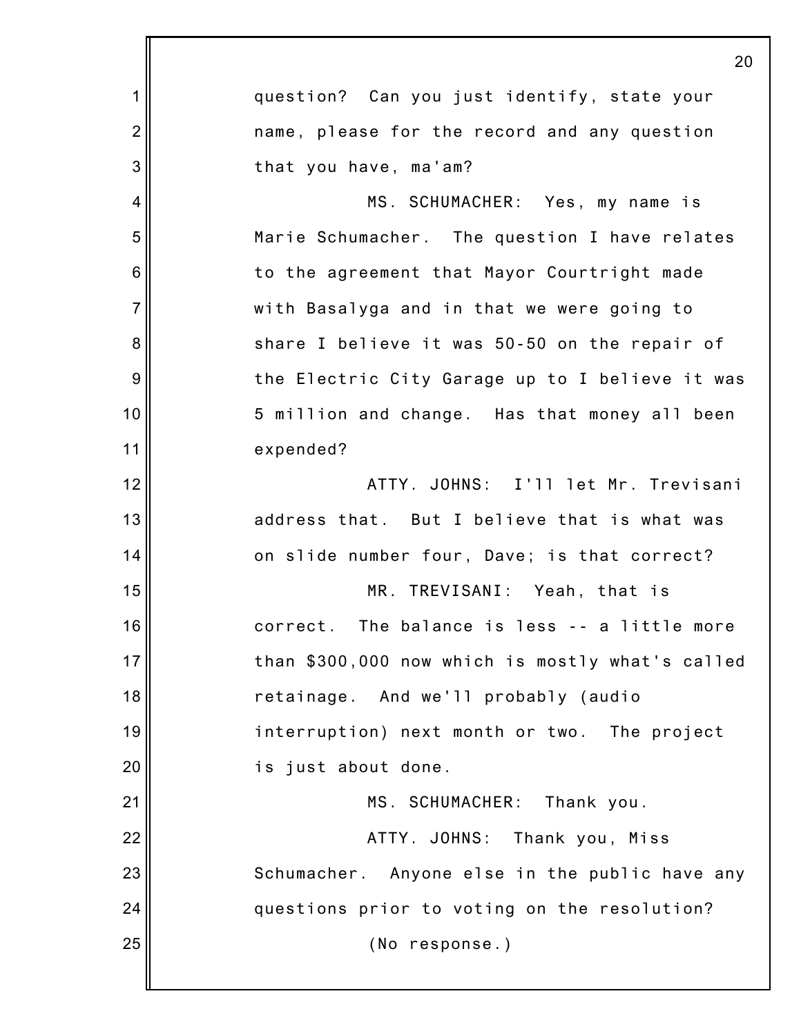question? Can you just identify, state your name, please for the record and any question that you have, ma'am?

MS. SCHUMACHER: Yes, my name is Marie Schumacher. The question I have relates to the agreement that Mayor Courtright made with Basalyga and in that we were going to share I believe it was 50-50 on the repair of the Electric City Garage up to I believe it was 5 million and change. Has that money all been expended?

ATTY. JOHNS: I'll let Mr. Trevisani address that. But I believe that is what was on slide number four, Dave; is that correct?

MR. TREVISANI: Yeah, that is correct. The balance is less -- a little more than $300,000 now which is mostly what's called retainage. And we'll probably (audio interruption) next month or two. The project is just about done.

MS. SCHUMACHER: Thank you.

ATTY. JOHNS: Thank you, Miss Schumacher. Anyone else in the public have any questions prior to voting on the resolution?

(No response.)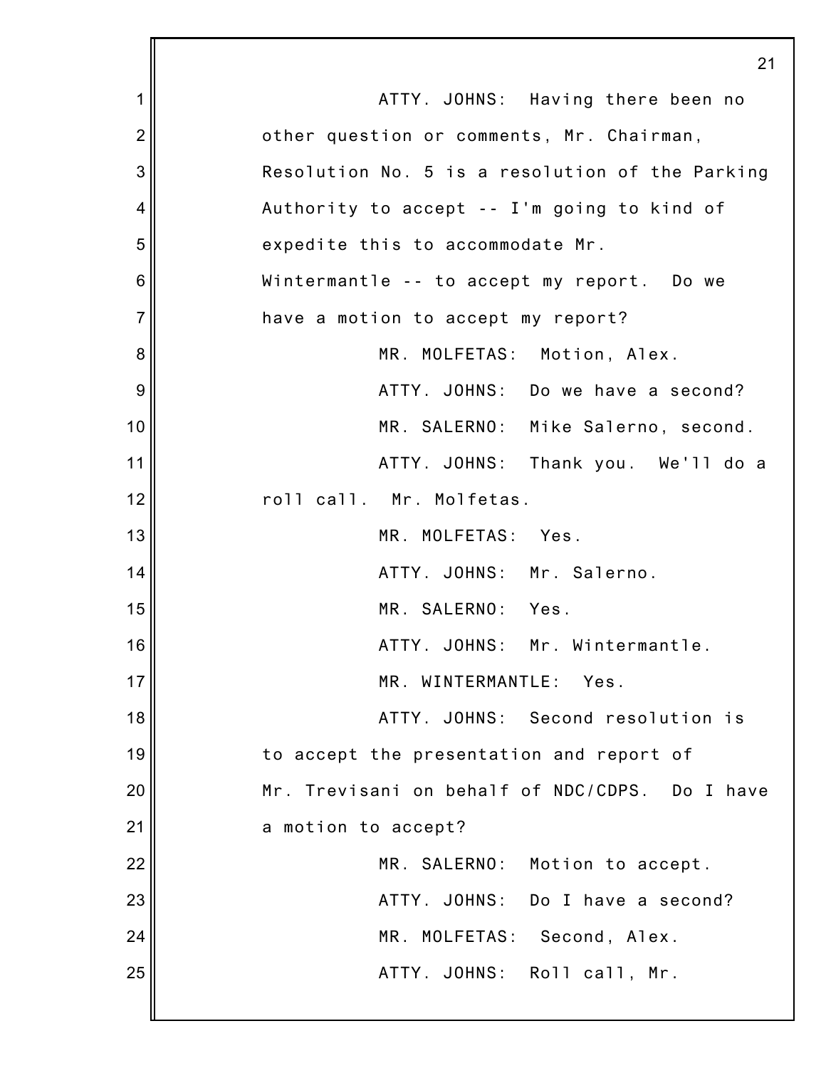ATTY. JOHNS: Having there been no other question or comments, Mr. Chairman, Resolution No. 5 is a resolution of the Parking Authority to accept -- I'm going to kind of expedite this to accommodate Mr. Wintermantle -- to accept my report. Do we have a motion to accept my report?

MR. MOLFETAS: Motion, Alex.

ATTY. JOHNS: Do we have a second?

MR. SALERNO: Mike Salerno, second.

ATTY. JOHNS: Thank you. We'll do a roll call. Mr. Molfetas.

MR. MOLFETAS: Yes.

ATTY. JOHNS: Mr. Salerno.

MR. SALERNO: Yes.

ATTY. JOHNS: Mr. Wintermantle.

MR. WINTERMANTLE: Yes.

ATTY. JOHNS: Second resolution is to accept the presentation and report of Mr. Trevisani on behalf of NDC/CDPS. Do I have a motion to accept?

MR. SALERNO: Motion to accept.

ATTY. JOHNS: Do I have a second?

MR. MOLFETAS: Second, Alex.

ATTY. JOHNS: Roll call, Mr.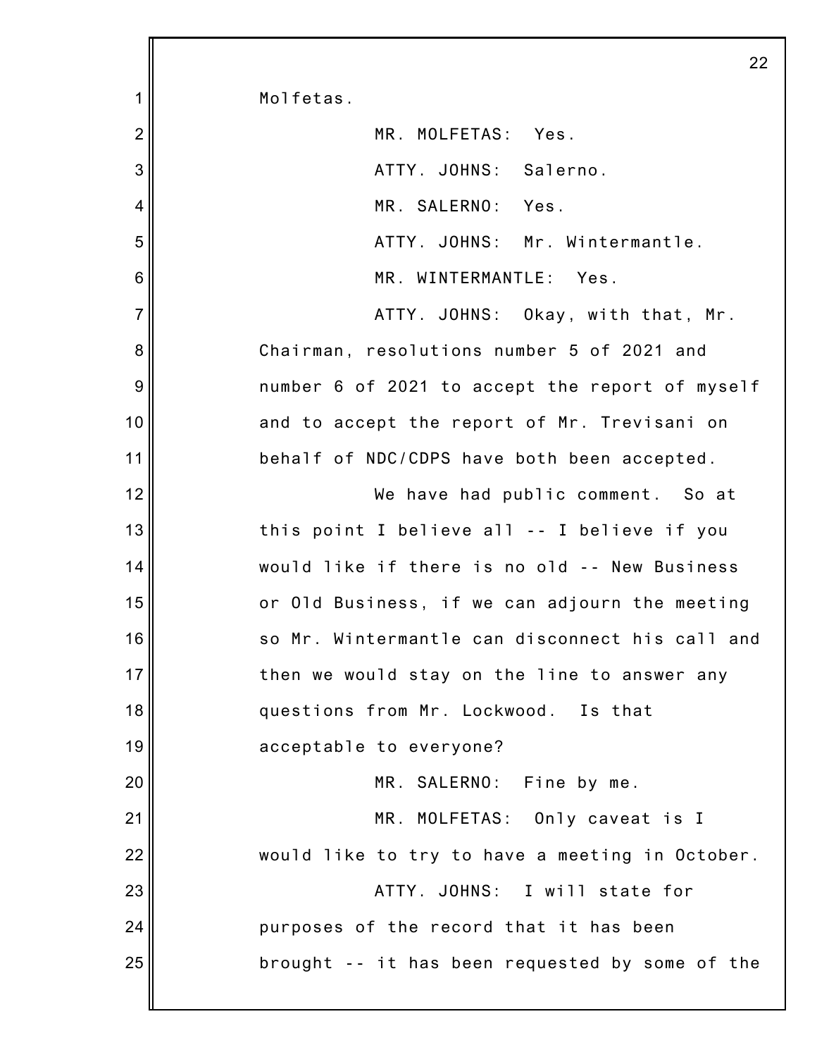Molfetas.

MR. MOLFETAS: Yes.

ATTY. JOHNS: Salerno.

MR. SALERNO: Yes.

ATTY. JOHNS: Mr. Wintermantle.

MR. WINTERMANTLE: Yes.

ATTY. JOHNS: Okay, with that, Mr. Chairman, resolutions number 5 of 2021 and number 6 of 2021 to accept the report of myself and to accept the report of Mr. Trevisani on behalf of NDC/CDPS have both been accepted.

We have had public comment. So at this point I believe all -- I believe if you would like if there is no old -- New Business or Old Business, if we can adjourn the meeting so Mr. Wintermantle can disconnect his call and then we would stay on the line to answer any questions from Mr. Lockwood. Is that acceptable to everyone?

MR. SALERNO: Fine by me.

MR. MOLFETAS: Only caveat is I would like to try to have a meeting in October.

ATTY. JOHNS: I will state for purposes of the record that it has been brought -- it has been requested by some of the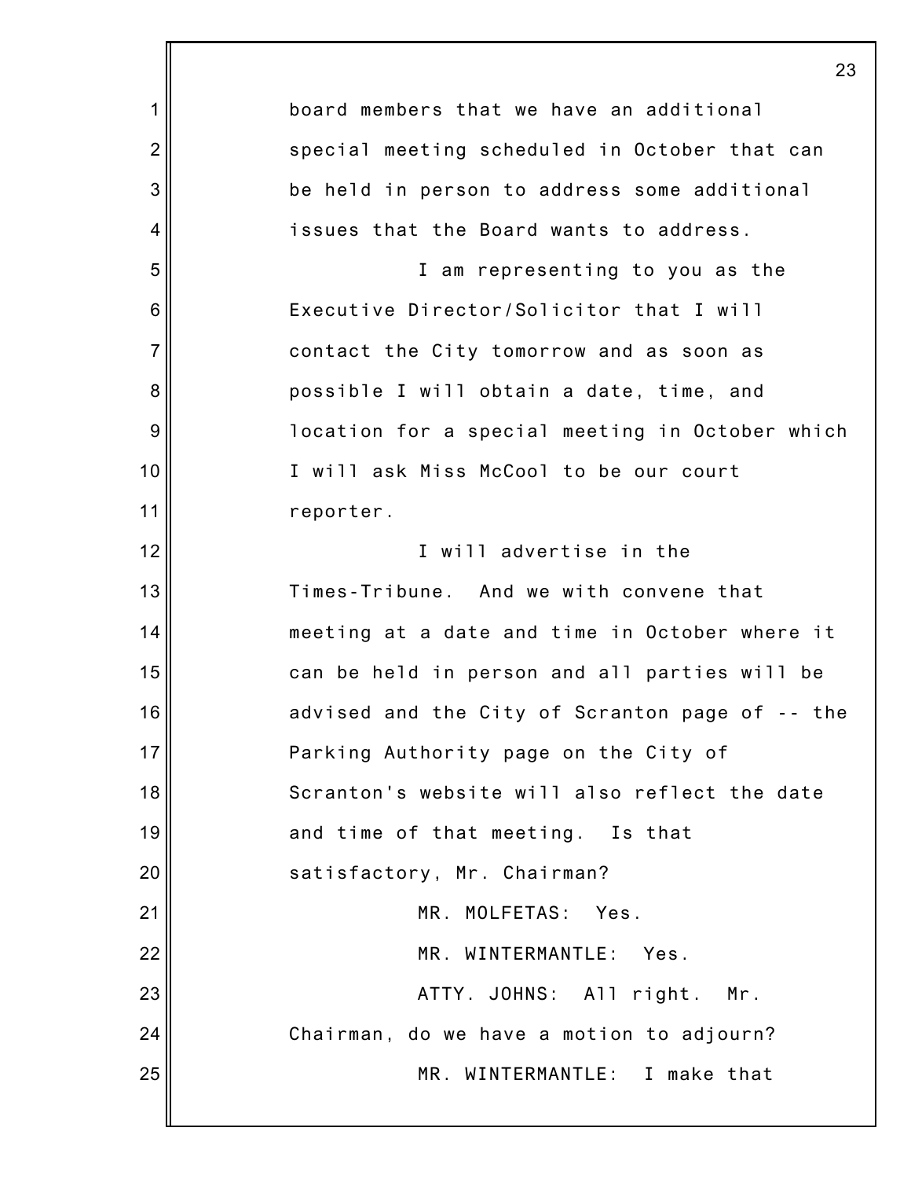board members that we have an additional special meeting scheduled in October that can be held in person to address some additional issues that the Board wants to address.

I am representing to you as the Executive Director/Solicitor that I will contact the City tomorrow and as soon as possible I will obtain a date, time, and location for a special meeting in October which I will ask Miss McCool to be our court reporter.

I will advertise in the Times-Tribune. And we with convene that meeting at a date and time in October where it can be held in person and all parties will be advised and the City of Scranton page of -- the Parking Authority page on the City of Scranton's website will also reflect the date and time of that meeting. Is that satisfactory, Mr. Chairman?

MR. MOLFETAS: Yes.

MR. WINTERMANTLE: Yes.

ATTY. JOHNS: All right. Mr. Chairman, do we have a motion to adjourn?

MR. WINTERMANTLE: I make that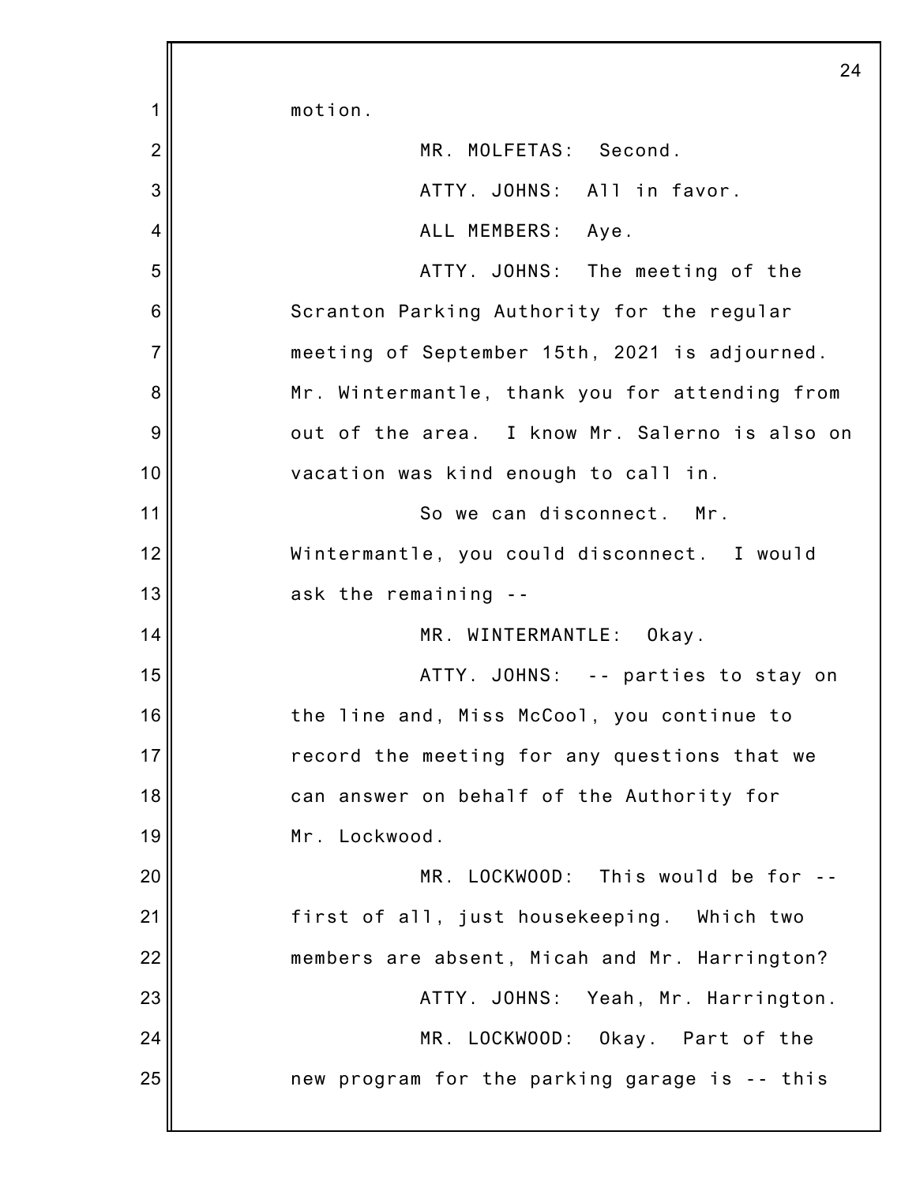motion.

MR. MOLFETAS: Second.

ATTY. JOHNS: All in favor.

ALL MEMBERS: Aye.

ATTY. JOHNS: The meeting of the Scranton Parking Authority for the regular meeting of September 15th, 2021 is adjourned. Mr. Wintermantle, thank you for attending from out of the area. I know Mr. Salerno is also on vacation was kind enough to call in.

So we can disconnect. Mr. Wintermantle, you could disconnect. I would ask the remaining --

MR. WINTERMANTLE: Okay.

ATTY. JOHNS: -- parties to stay on the line and, Miss McCool, you continue to record the meeting for any questions that we can answer on behalf of the Authority for Mr. Lockwood.

MR. LOCKWOOD: This would be for -- first of all, just housekeeping. Which two members are absent, Micah and Mr. Harrington?

ATTY. JOHNS: Yeah, Mr. Harrington.

MR. LOCKWOOD: Okay. Part of the new program for the parking garage is -- this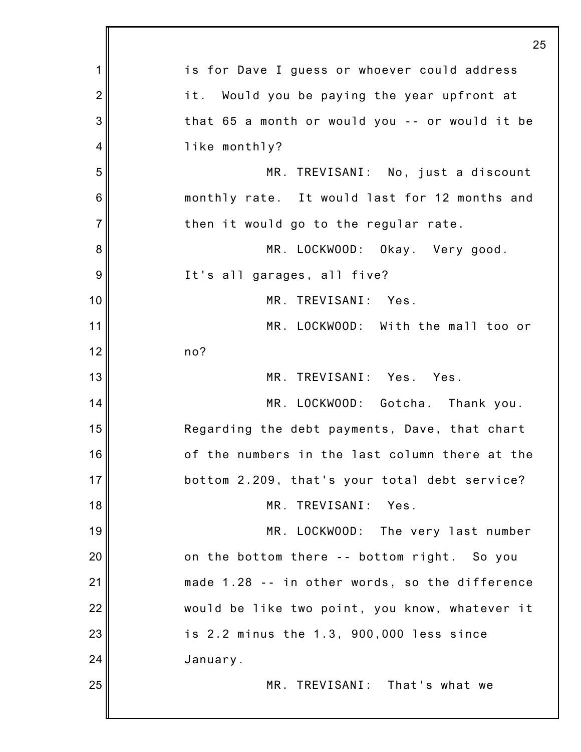is for Dave I guess or whoever could address it. Would you be paying the year upfront at that 65 a month or would you -- or would it be like monthly?

MR. TREVISANI: No, just a discount monthly rate. It would last for 12 months and then it would go to the regular rate.

MR. LOCKWOOD: Okay. Very good. It's all garages, all five?

MR. TREVISANI: Yes.

MR. LOCKWOOD: With the mall too or no?

MR. TREVISANI: Yes. Yes.

MR. LOCKWOOD: Gotcha. Thank you. Regarding the debt payments, Dave, that chart of the numbers in the last column there at the bottom 2.209, that's your total debt service?

MR. TREVISANI: Yes.

MR. LOCKWOOD: The very last number on the bottom there -- bottom right. So you made 1.28 -- in other words, so the difference would be like two point, you know, whatever it is 2.2 minus the 1.3, 900,000 less since January.

MR. TREVISANI: That's what we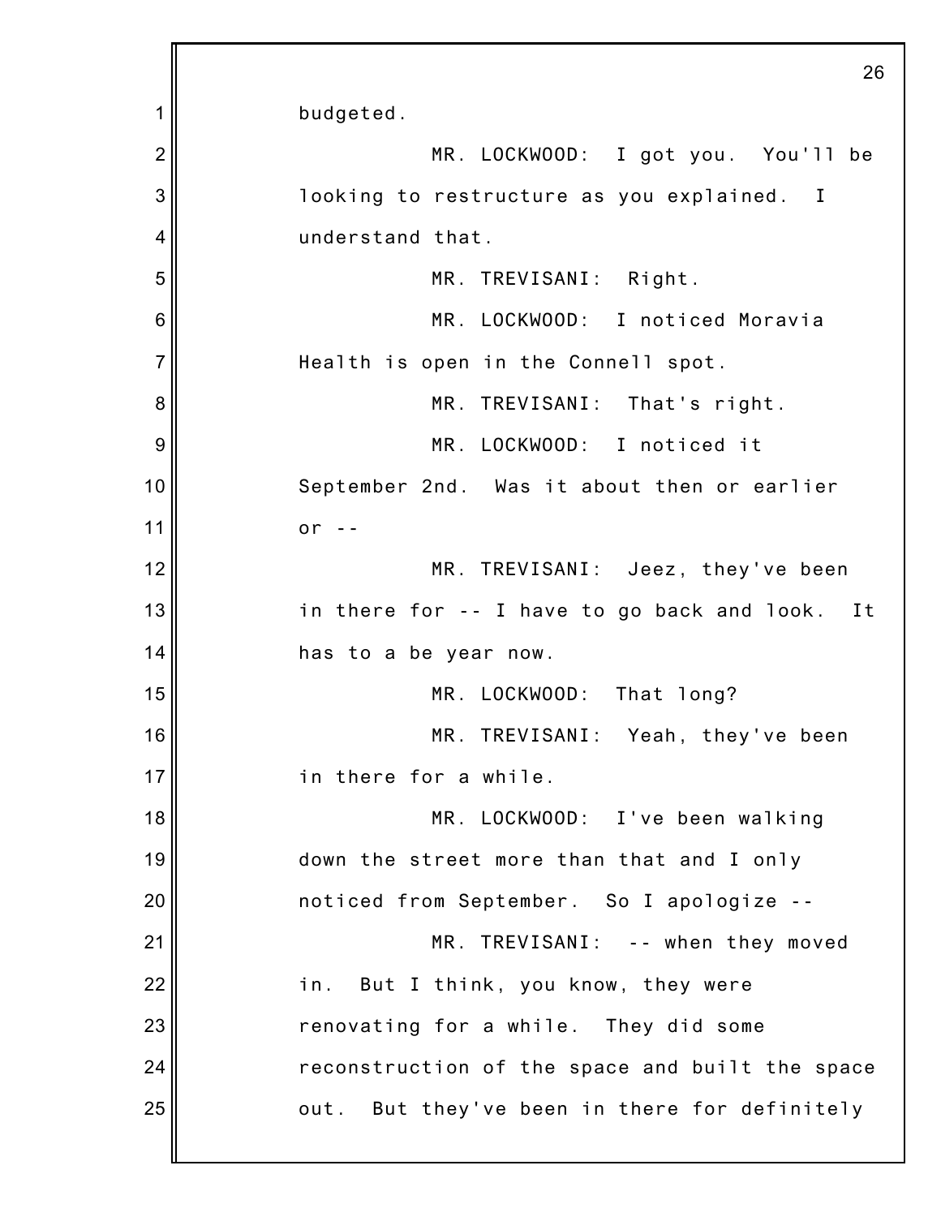budgeted.

MR. LOCKWOOD: I got you. You'll be looking to restructure as you explained. I understand that.

MR. TREVISANI: Right.

MR. LOCKWOOD: I noticed Moravia Health is open in the Connell spot.

MR. TREVISANI: That's right.

MR. LOCKWOOD: I noticed it September 2nd. Was it about then or earlier or --

MR. TREVISANI: Jeez, they've been in there for -- I have to go back and look. It has to a be year now.

MR. LOCKWOOD: That long?

MR. TREVISANI: Yeah, they've been in there for a while.

MR. LOCKWOOD: I've been walking down the street more than that and I only noticed from September. So I apologize --

MR. TREVISANI: -- when they moved in. But I think, you know, they were renovating for a while. They did some reconstruction of the space and built the space out. But they've been in there for definitely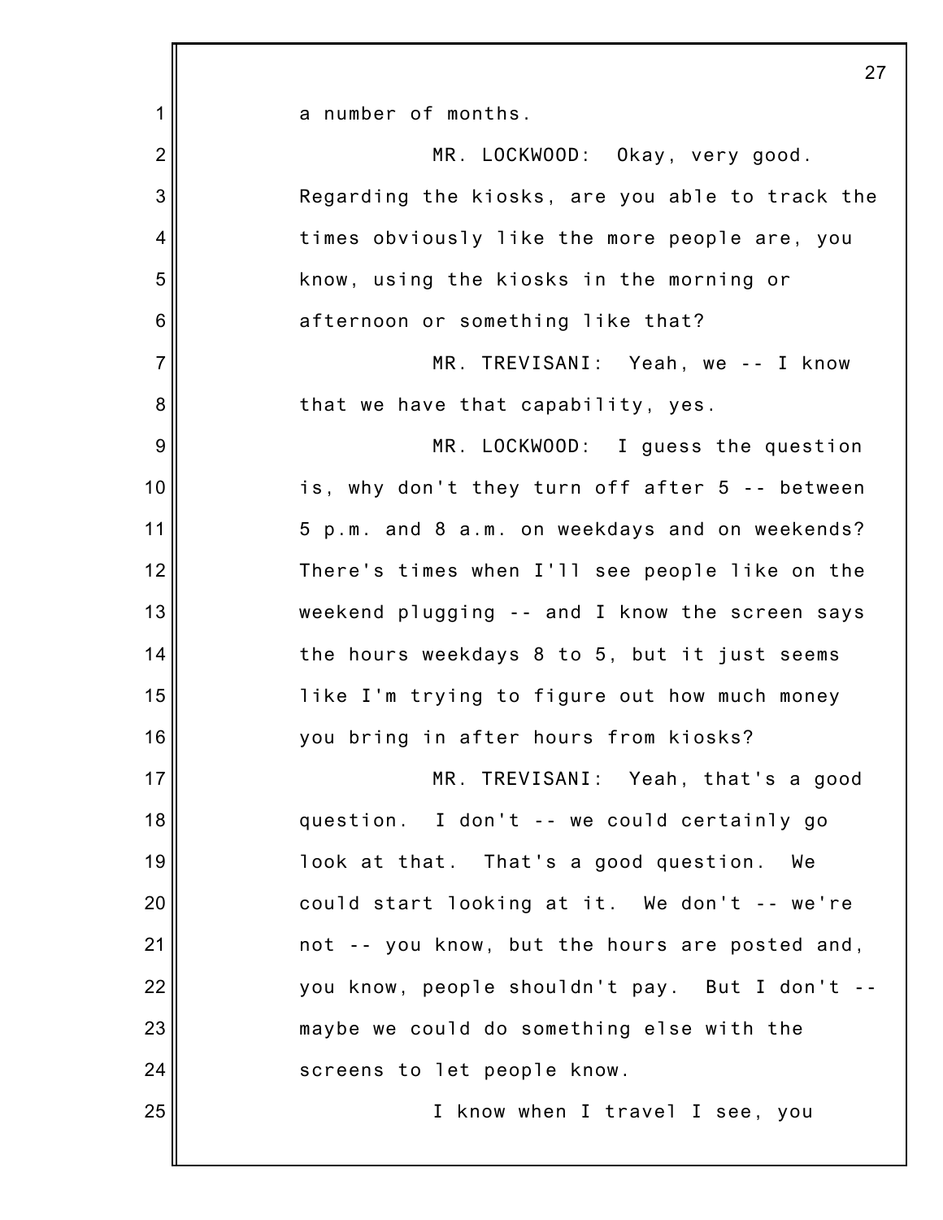a number of months.

MR. LOCKWOOD: Okay, very good. Regarding the kiosks, are you able to track the times obviously like the more people are, you know, using the kiosks in the morning or afternoon or something like that?

MR. TREVISANI: Yeah, we -- I know that we have that capability, yes.

MR. LOCKWOOD: I guess the question is, why don't they turn off after 5 -- between 5 p.m. and 8 a.m. on weekdays and on weekends? There's times when I'll see people like on the weekend plugging -- and I know the screen says the hours weekdays 8 to 5, but it just seems like I'm trying to figure out how much money you bring in after hours from kiosks?

MR. TREVISANI: Yeah, that's a good question. I don't -- we could certainly go look at that. That's a good question. We could start looking at it. We don't -- we're not -- you know, but the hours are posted and, you know, people shouldn't pay. But I don't -- maybe we could do something else with the screens to let people know.

I know when I travel I see, you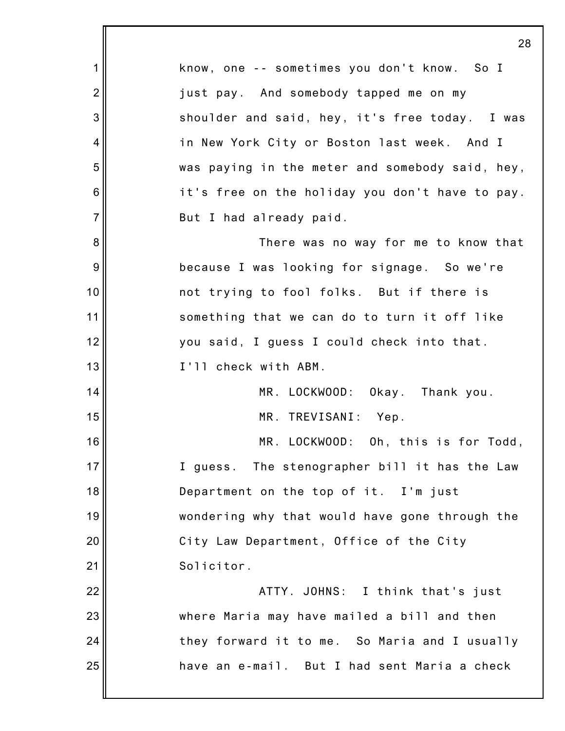know, one -- sometimes you don't know. So I just pay. And somebody tapped me on my shoulder and said, hey, it's free today. I was in New York City or Boston last week. And I was paying in the meter and somebody said, hey, it's free on the holiday you don't have to pay. But I had already paid.

There was no way for me to know that because I was looking for signage. So we're not trying to fool folks. But if there is something that we can do to turn it off like you said, I guess I could check into that. I'll check with ABM.

MR. LOCKWOOD: Okay. Thank you.

MR. TREVISANI: Yep.

MR. LOCKWOOD: Oh, this is for Todd, I guess. The stenographer bill it has the Law Department on the top of it. I'm just wondering why that would have gone through the City Law Department, Office of the City Solicitor.

ATTY. JOHNS: I think that's just where Maria may have mailed a bill and then they forward it to me. So Maria and I usually have an e-mail. But I had sent Maria a check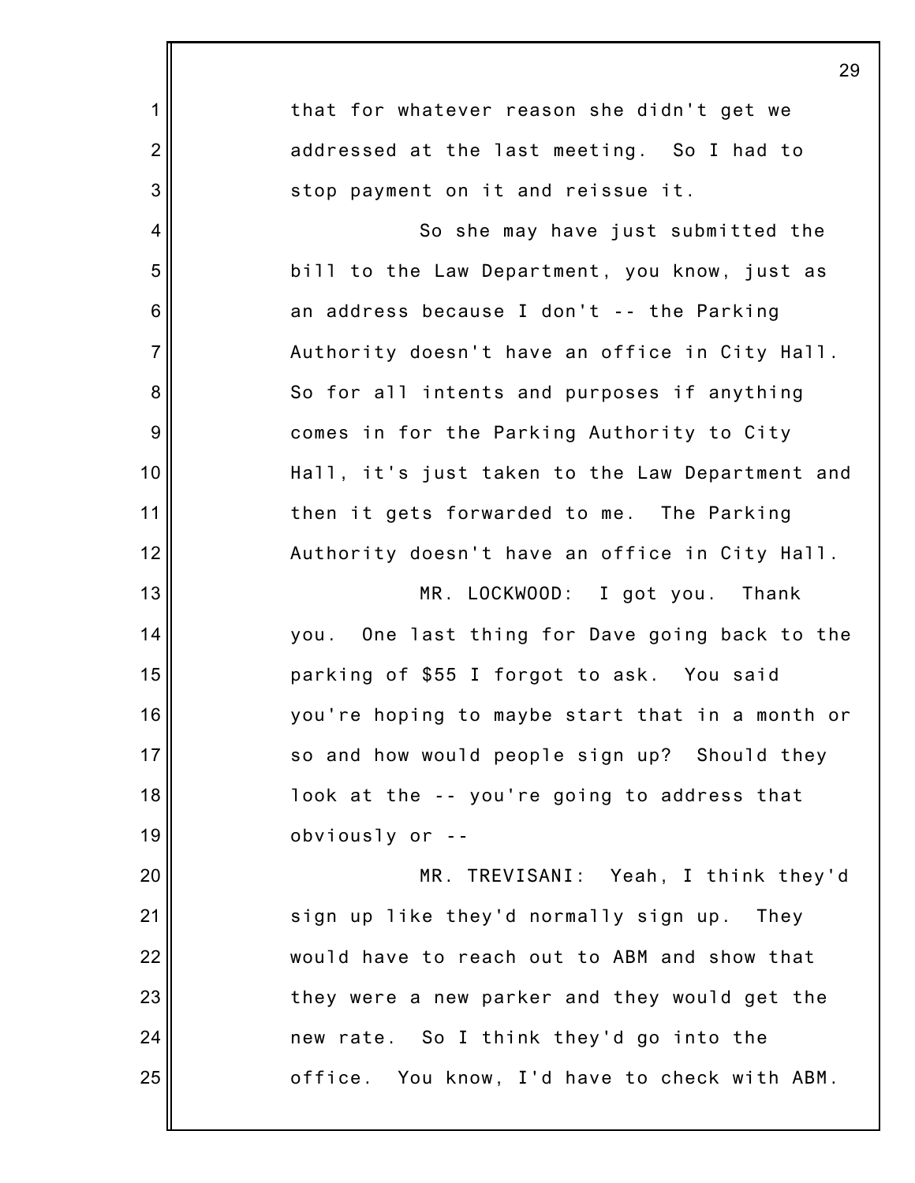that for whatever reason she didn't get we addressed at the last meeting. So I had to stop payment on it and reissue it.

So she may have just submitted the bill to the Law Department, you know, just as an address because I don't -- the Parking Authority doesn't have an office in City Hall. So for all intents and purposes if anything comes in for the Parking Authority to City Hall, it's just taken to the Law Department and then it gets forwarded to me. The Parking Authority doesn't have an office in City Hall.

MR. LOCKWOOD: I got you. Thank you. One last thing for Dave going back to the parking of $55 I forgot to ask. You said you're hoping to maybe start that in a month or so and how would people sign up? Should they look at the -- you're going to address that obviously or --

MR. TREVISANI: Yeah, I think they'd sign up like they'd normally sign up. They would have to reach out to ABM and show that they were a new parker and they would get the new rate. So I think they'd go into the office. You know, I'd have to check with ABM.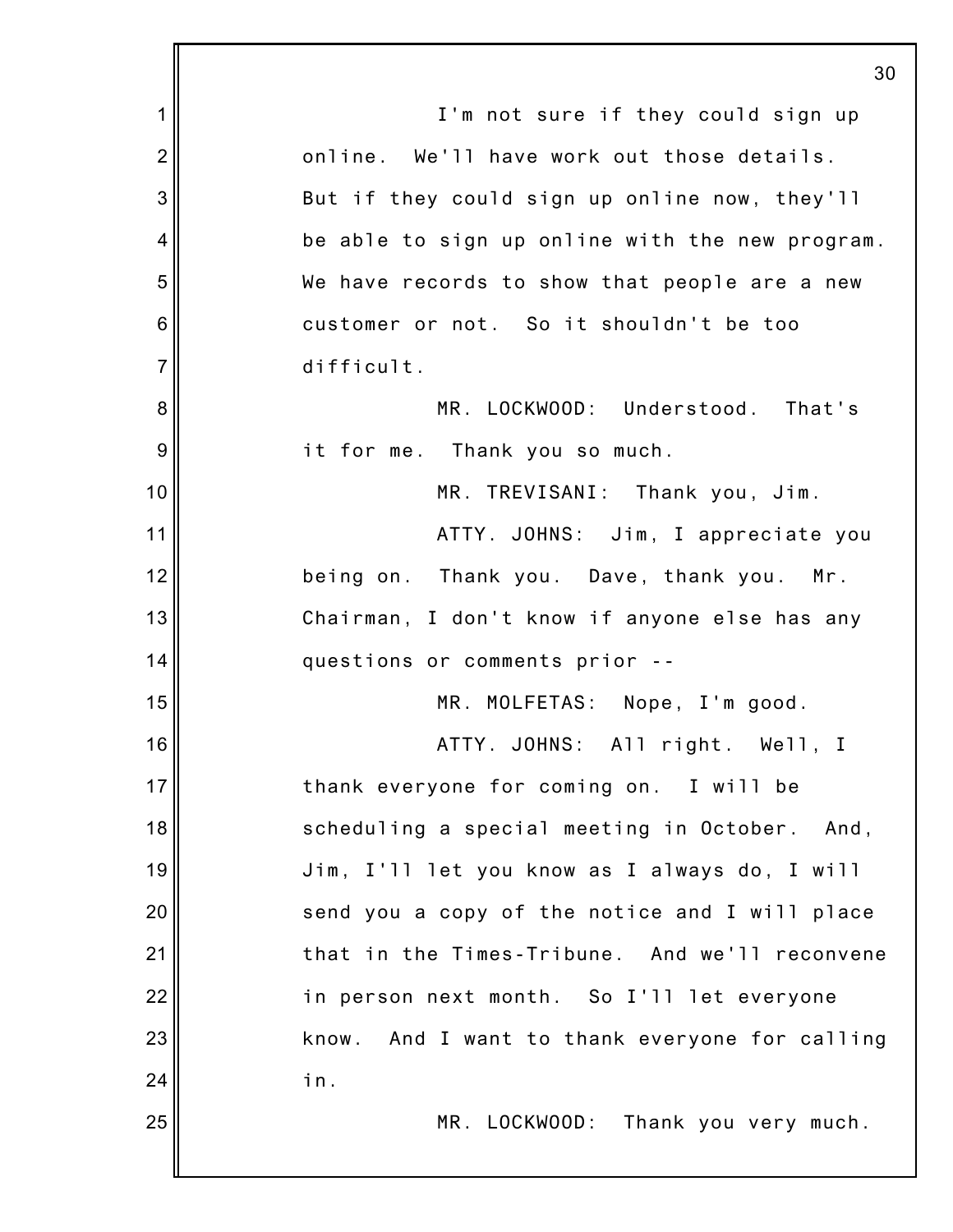I'm not sure if they could sign up online. We'll have work out those details. But if they could sign up online now, they'll be able to sign up online with the new program. We have records to show that people are a new customer or not. So it shouldn't be too difficult.

MR. LOCKWOOD: Understood. That's it for me. Thank you so much.

MR. TREVISANI: Thank you, Jim.

ATTY. JOHNS: Jim, I appreciate you being on. Thank you. Dave, thank you. Mr. Chairman, I don't know if anyone else has any questions or comments prior --

MR. MOLFETAS: Nope, I'm good.

ATTY. JOHNS: All right. Well, I thank everyone for coming on. I will be scheduling a special meeting in October. And, Jim, I'll let you know as I always do, I will send you a copy of the notice and I will place that in the Times-Tribune. And we'll reconvene in person next month. So I'll let everyone know. And I want to thank everyone for calling in.

MR. LOCKWOOD: Thank you very much.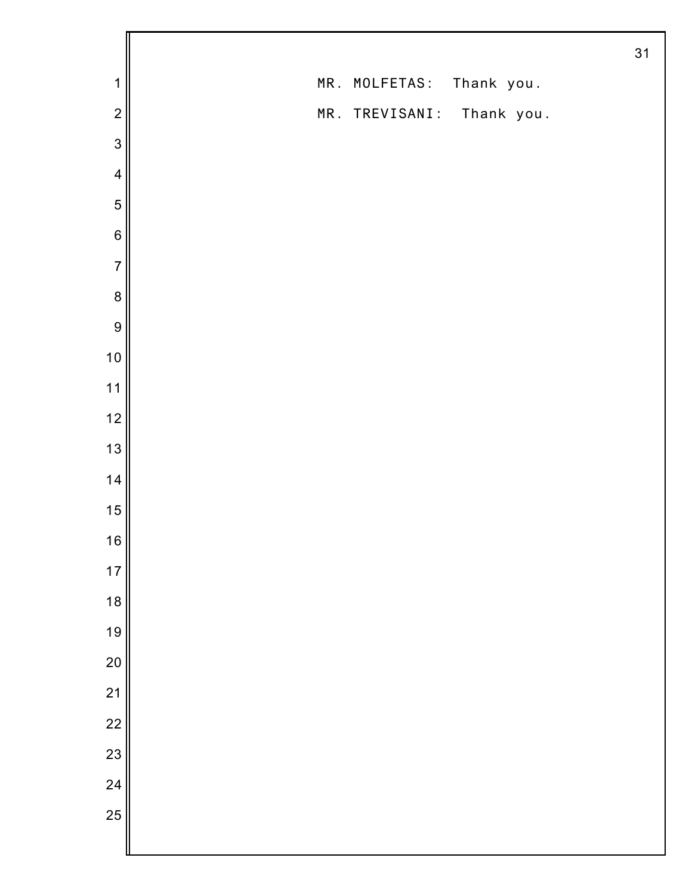MR. MOLFETAS: Thank you.

MR. TREVISANI: Thank you.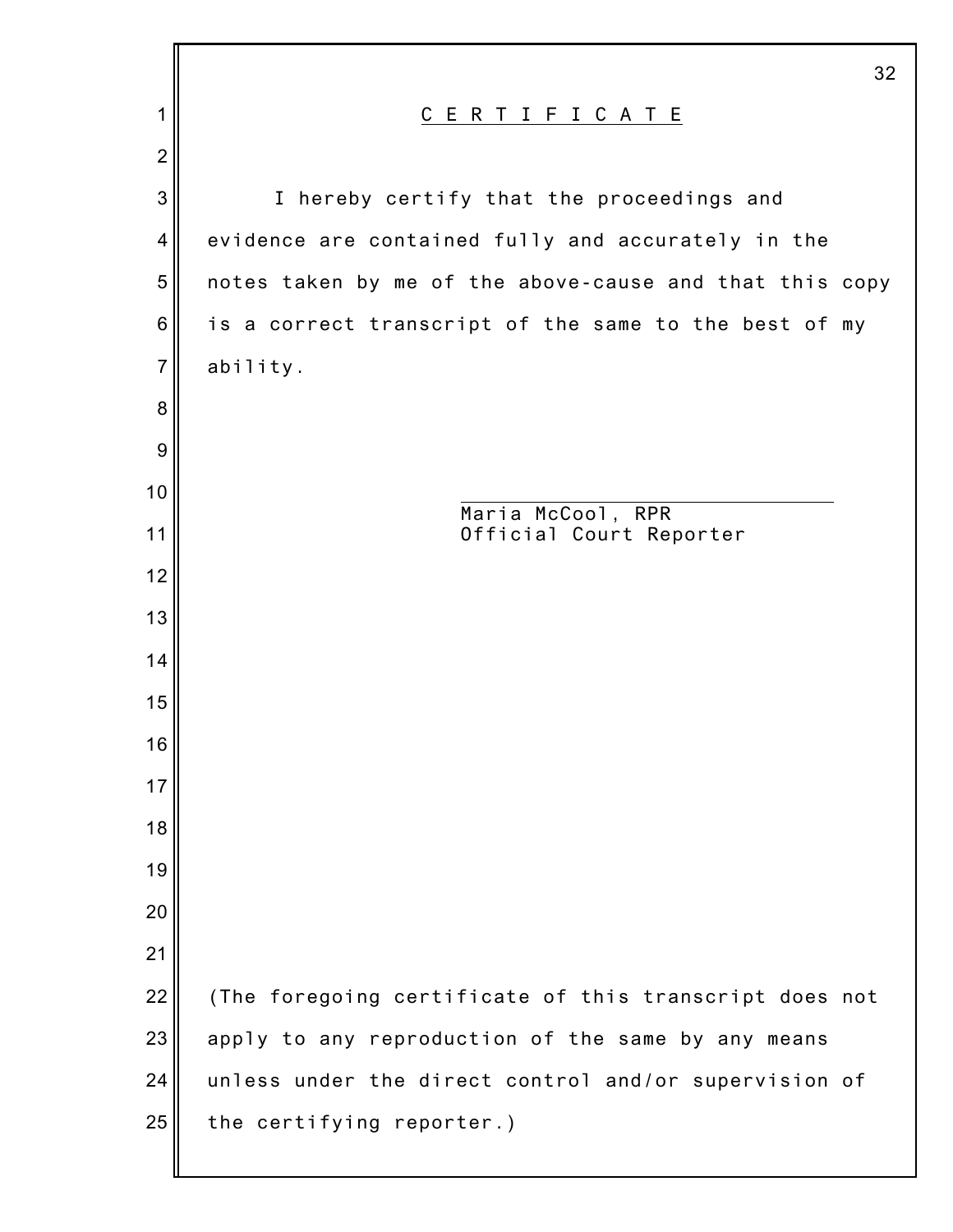# C E R T I F I C A T E

I hereby certify that the proceedings and evidence are contained fully and accurately in the notes taken by me of the above-cause and that this copy is a correct transcript of the same to the best of my ability.

\_\_\_\_\_\_\_\_\_\_\_\_\_\_\_\_\_\_\_\_\_\_\_\_\_\_\_\_\_\_

Maria McCool, RPR
Official Court Reporter

(The foregoing certificate of this transcript does not apply to any reproduction of the same by any means unless under the direct control and/or supervision of the certifying reporter.)